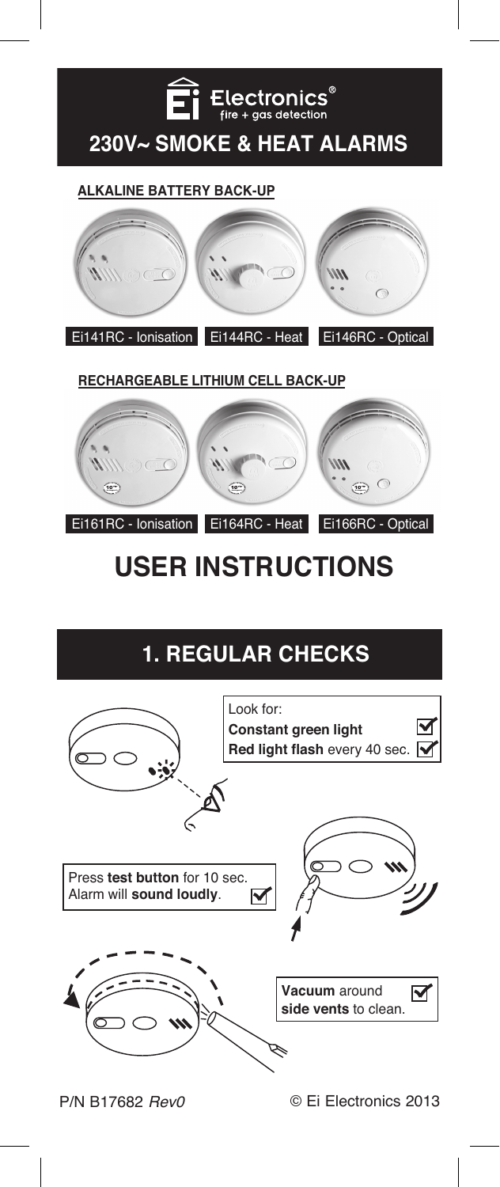Ei Electronics®
fire + gas detection

# 230V~ SMOKE & HEAT ALARMS

**ALKALINE BATTERY BACK-UP**

Ei141RC - Ionisation | Ei144RC - Heat | Ei146RC - Optical

**RECHARGEABLE LITHIUM CELL BACK-UP**

Ei161RC - Ionisation | Ei164RC - Heat | Ei166RC - Optical

# USER INSTRUCTIONS

## 1. REGULAR CHECKS

Look for:
**Constant green light** ☑
**Red light flash** every 40 sec. ☑

Press **test button** for 10 sec.
Alarm will **sound loudly**. ☑

**Vacuum** around **side vents** to clean. ☑

P/N B17682 *Rev0*

© Ei Electronics 2013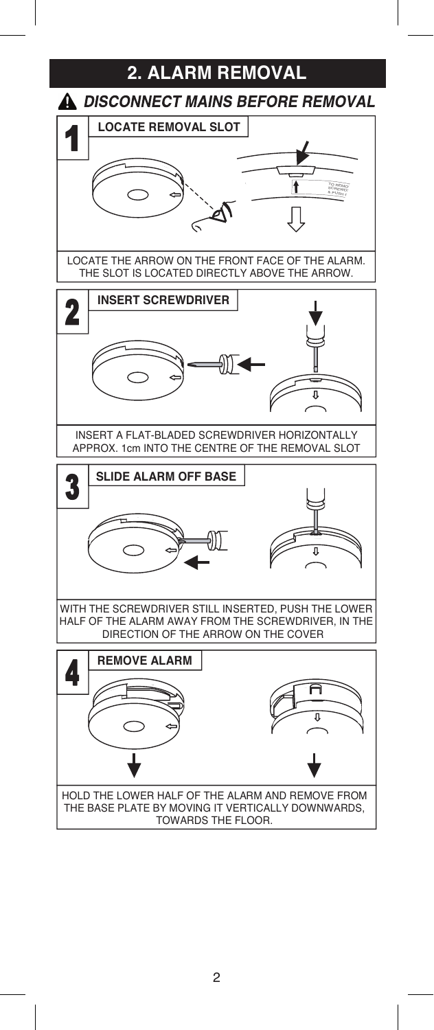# 2. ALARM REMOVAL

## ⚠ *DISCONNECT MAINS BEFORE REMOVAL*

### 1 LOCATE REMOVAL SLOT

LOCATE THE ARROW ON THE FRONT FACE OF THE ALARM. THE SLOT IS LOCATED DIRECTLY ABOVE THE ARROW.

### 2 INSERT SCREWDRIVER

INSERT A FLAT-BLADED SCREWDRIVER HORIZONTALLY APPROX. 1cm INTO THE CENTRE OF THE REMOVAL SLOT

### 3 SLIDE ALARM OFF BASE

WITH THE SCREWDRIVER STILL INSERTED, PUSH THE LOWER HALF OF THE ALARM AWAY FROM THE SCREWDRIVER, IN THE DIRECTION OF THE ARROW ON THE COVER

### 4 REMOVE ALARM

HOLD THE LOWER HALF OF THE ALARM AND REMOVE FROM THE BASE PLATE BY MOVING IT VERTICALLY DOWNWARDS, TOWARDS THE FLOOR.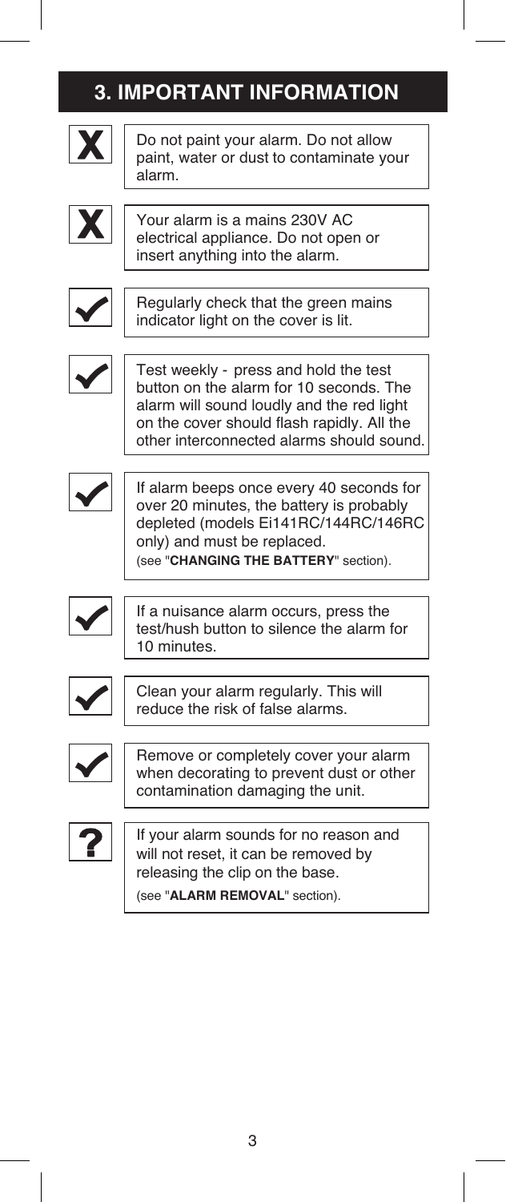## 3. IMPORTANT INFORMATION

✗ Do not paint your alarm. Do not allow paint, water or dust to contaminate your alarm.

✗ Your alarm is a mains 230V AC electrical appliance. Do not open or insert anything into the alarm.

✓ Regularly check that the green mains indicator light on the cover is lit.

✓ Test weekly - press and hold the test button on the alarm for 10 seconds. The alarm will sound loudly and the red light on the cover should flash rapidly. All the other interconnected alarms should sound.

✓ If alarm beeps once every 40 seconds for over 20 minutes, the battery is probably depleted (models Ei141RC/144RC/146RC only) and must be replaced. (see "**CHANGING THE BATTERY**" section).

✓ If a nuisance alarm occurs, press the test/hush button to silence the alarm for 10 minutes.

✓ Clean your alarm regularly. This will reduce the risk of false alarms.

✓ Remove or completely cover your alarm when decorating to prevent dust or other contamination damaging the unit.

? If your alarm sounds for no reason and will not reset, it can be removed by releasing the clip on the base. (see "**ALARM REMOVAL**" section).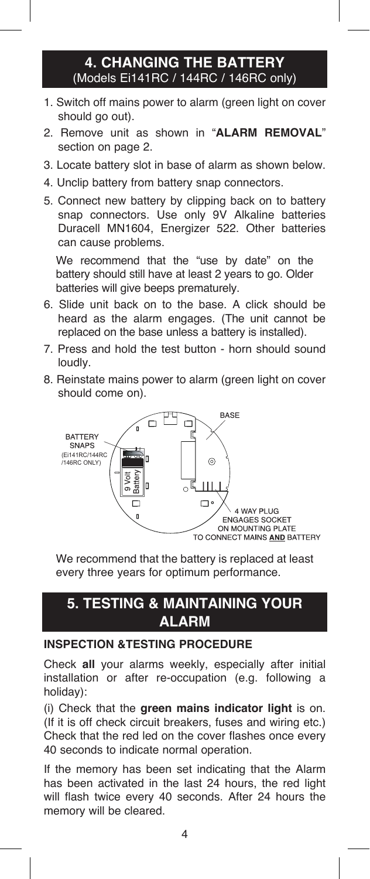## 4. CHANGING THE BATTERY
(Models Ei141RC / 144RC / 146RC only)

1. Switch off mains power to alarm (green light on cover should go out).
2. Remove unit as shown in "**ALARM REMOVAL**" section on page 2.
3. Locate battery slot in base of alarm as shown below.
4. Unclip battery from battery snap connectors.
5. Connect new battery by clipping back on to battery snap connectors. Use only 9V Alkaline batteries Duracell MN1604, Energizer 522. Other batteries can cause problems.

   We recommend that the "use by date" on the battery should still have at least 2 years to go. Older batteries will give beeps prematurely.
6. Slide unit back on to the base. A click should be heard as the alarm engages. (The unit cannot be replaced on the base unless a battery is installed).
7. Press and hold the test button - horn should sound loudly.
8. Reinstate mains power to alarm (green light on cover should come on).

BASE

BATTERY SNAPS (Ei141RC/144RC /146RC ONLY)

9 Volt Battery

4 WAY PLUG ENGAGES SOCKET ON MOUNTING PLATE TO CONNECT MAINS **AND** BATTERY

We recommend that the battery is replaced at least every three years for optimum performance.

## 5. TESTING & MAINTAINING YOUR ALARM

### INSPECTION &TESTING PROCEDURE

Check **all** your alarms weekly, especially after initial installation or after re-occupation (e.g. following a holiday):

(i) Check that the **green mains indicator light** is on. (If it is off check circuit breakers, fuses and wiring etc.) Check that the red led on the cover flashes once every 40 seconds to indicate normal operation.

If the memory has been set indicating that the Alarm has been activated in the last 24 hours, the red light will flash twice every 40 seconds. After 24 hours the memory will be cleared.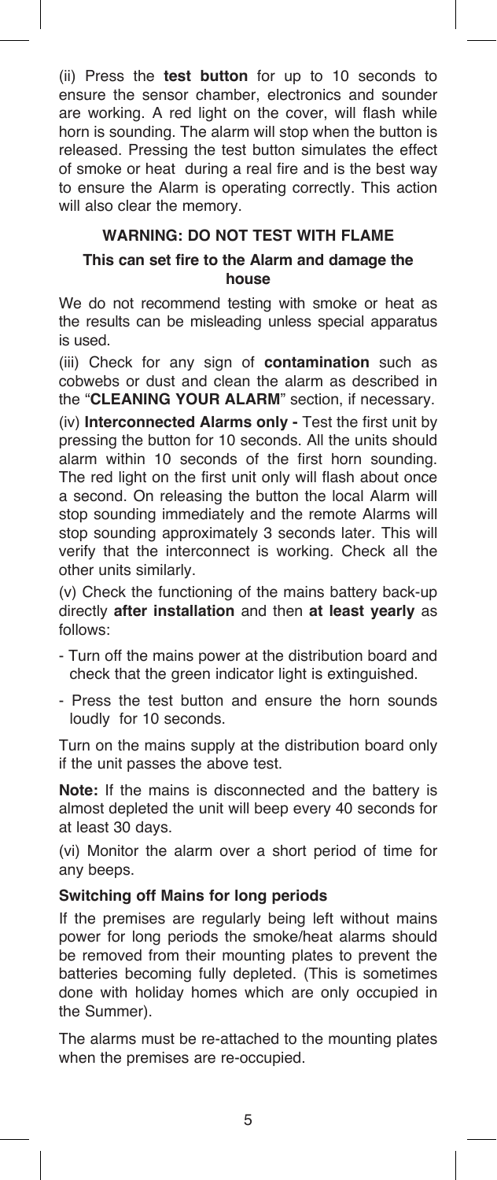(ii) Press the **test button** for up to 10 seconds to ensure the sensor chamber, electronics and sounder are working. A red light on the cover, will flash while horn is sounding. The alarm will stop when the button is released. Pressing the test button simulates the effect of smoke or heat during a real fire and is the best way to ensure the Alarm is operating correctly. This action will also clear the memory.

**WARNING: DO NOT TEST WITH FLAME**

**This can set fire to the Alarm and damage the house**

We do not recommend testing with smoke or heat as the results can be misleading unless special apparatus is used.

(iii) Check for any sign of **contamination** such as cobwebs or dust and clean the alarm as described in the "**CLEANING YOUR ALARM**" section, if necessary.

(iv) **Interconnected Alarms only -** Test the first unit by pressing the button for 10 seconds. All the units should alarm within 10 seconds of the first horn sounding. The red light on the first unit only will flash about once a second. On releasing the button the local Alarm will stop sounding immediately and the remote Alarms will stop sounding approximately 3 seconds later. This will verify that the interconnect is working. Check all the other units similarly.

(v) Check the functioning of the mains battery back-up directly **after installation** and then **at least yearly** as follows:

- Turn off the mains power at the distribution board and check that the green indicator light is extinguished.
- Press the test button and ensure the horn sounds loudly for 10 seconds.

Turn on the mains supply at the distribution board only if the unit passes the above test.

**Note:** If the mains is disconnected and the battery is almost depleted the unit will beep every 40 seconds for at least 30 days.

(vi) Monitor the alarm over a short period of time for any beeps.

**Switching off Mains for long periods**

If the premises are regularly being left without mains power for long periods the smoke/heat alarms should be removed from their mounting plates to prevent the batteries becoming fully depleted. (This is sometimes done with holiday homes which are only occupied in the Summer).

The alarms must be re-attached to the mounting plates when the premises are re-occupied.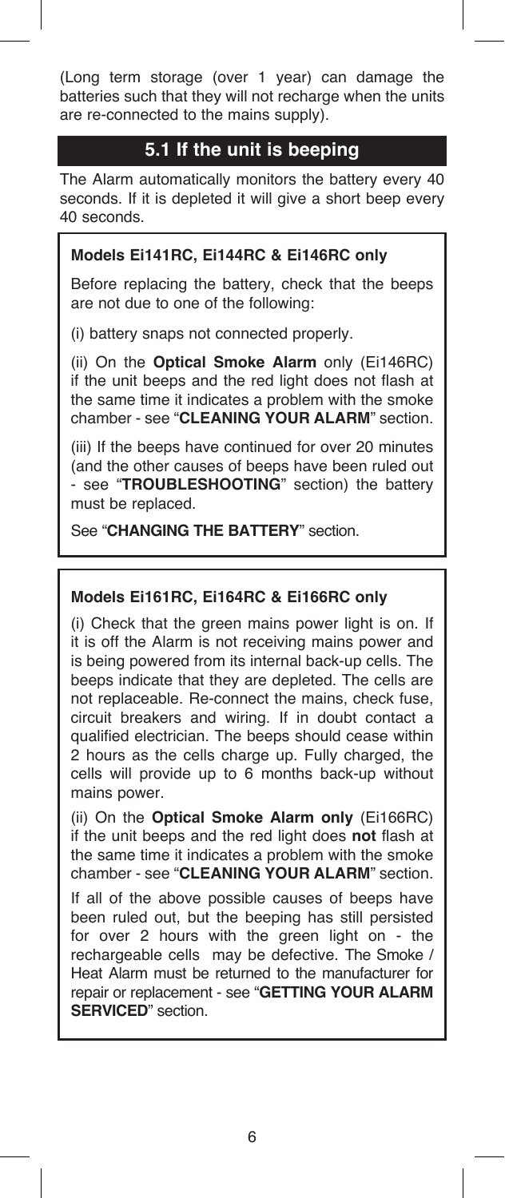(Long term storage (over 1 year) can damage the batteries such that they will not recharge when the units are re-connected to the mains supply).

## 5.1 If the unit is beeping

The Alarm automatically monitors the battery every 40 seconds. If it is depleted it will give a short beep every 40 seconds.

**Models Ei141RC, Ei144RC & Ei146RC only**

Before replacing the battery, check that the beeps are not due to one of the following:

(i) battery snaps not connected properly.

(ii) On the **Optical Smoke Alarm** only (Ei146RC) if the unit beeps and the red light does not flash at the same time it indicates a problem with the smoke chamber - see "**CLEANING YOUR ALARM**" section.

(iii) If the beeps have continued for over 20 minutes (and the other causes of beeps have been ruled out - see "**TROUBLESHOOTING**" section) the battery must be replaced.

See "**CHANGING THE BATTERY**" section.

**Models Ei161RC, Ei164RC & Ei166RC only**

(i) Check that the green mains power light is on. If it is off the Alarm is not receiving mains power and is being powered from its internal back-up cells. The beeps indicate that they are depleted. The cells are not replaceable. Re-connect the mains, check fuse, circuit breakers and wiring. If in doubt contact a qualified electrician. The beeps should cease within 2 hours as the cells charge up. Fully charged, the cells will provide up to 6 months back-up without mains power.

(ii) On the **Optical Smoke Alarm only** (Ei166RC) if the unit beeps and the red light does **not** flash at the same time it indicates a problem with the smoke chamber - see "**CLEANING YOUR ALARM**" section.

If all of the above possible causes of beeps have been ruled out, but the beeping has still persisted for over 2 hours with the green light on - the rechargeable cells may be defective. The Smoke / Heat Alarm must be returned to the manufacturer for repair or replacement - see "**GETTING YOUR ALARM SERVICED**" section.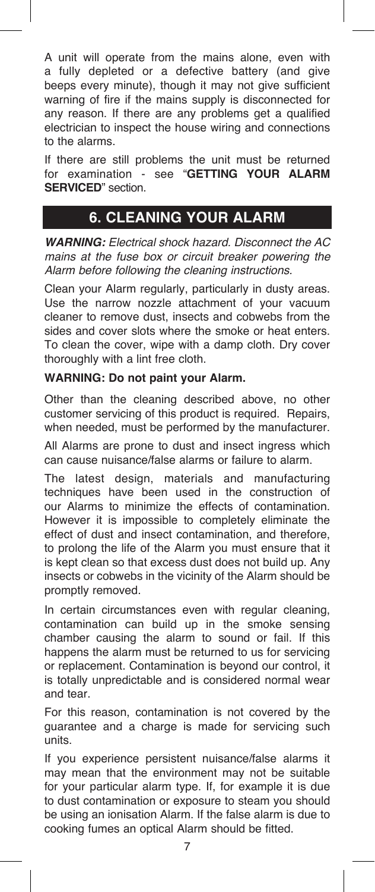A unit will operate from the mains alone, even with a fully depleted or a defective battery (and give beeps every minute), though it may not give sufficient warning of fire if the mains supply is disconnected for any reason. If there are any problems get a qualified electrician to inspect the house wiring and connections to the alarms.

If there are still problems the unit must be returned for examination - see "**GETTING YOUR ALARM SERVICED**" section.

## 6. CLEANING YOUR ALARM

***WARNING:*** *Electrical shock hazard. Disconnect the AC mains at the fuse box or circuit breaker powering the Alarm before following the cleaning instructions.*

Clean your Alarm regularly, particularly in dusty areas. Use the narrow nozzle attachment of your vacuum cleaner to remove dust, insects and cobwebs from the sides and cover slots where the smoke or heat enters. To clean the cover, wipe with a damp cloth. Dry cover thoroughly with a lint free cloth.

**WARNING: Do not paint your Alarm.**

Other than the cleaning described above, no other customer servicing of this product is required. Repairs, when needed, must be performed by the manufacturer.

All Alarms are prone to dust and insect ingress which can cause nuisance/false alarms or failure to alarm.

The latest design, materials and manufacturing techniques have been used in the construction of our Alarms to minimize the effects of contamination. However it is impossible to completely eliminate the effect of dust and insect contamination, and therefore, to prolong the life of the Alarm you must ensure that it is kept clean so that excess dust does not build up. Any insects or cobwebs in the vicinity of the Alarm should be promptly removed.

In certain circumstances even with regular cleaning, contamination can build up in the smoke sensing chamber causing the alarm to sound or fail. If this happens the alarm must be returned to us for servicing or replacement. Contamination is beyond our control, it is totally unpredictable and is considered normal wear and tear.

For this reason, contamination is not covered by the guarantee and a charge is made for servicing such units.

If you experience persistent nuisance/false alarms it may mean that the environment may not be suitable for your particular alarm type. If, for example it is due to dust contamination or exposure to steam you should be using an ionisation Alarm. If the false alarm is due to cooking fumes an optical Alarm should be fitted.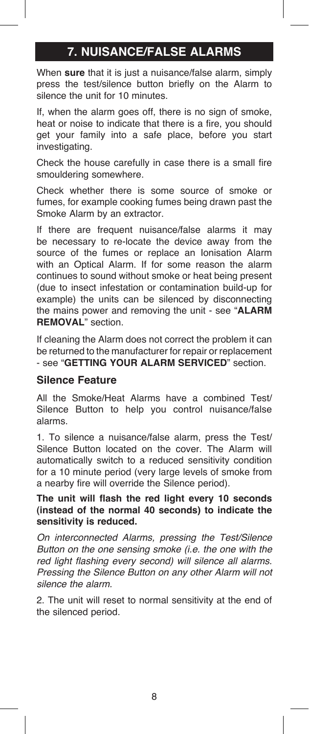## 7. NUISANCE/FALSE ALARMS

When **sure** that it is just a nuisance/false alarm, simply press the test/silence button briefly on the Alarm to silence the unit for 10 minutes.

If, when the alarm goes off, there is no sign of smoke, heat or noise to indicate that there is a fire, you should get your family into a safe place, before you start investigating.

Check the house carefully in case there is a small fire smouldering somewhere.

Check whether there is some source of smoke or fumes, for example cooking fumes being drawn past the Smoke Alarm by an extractor.

If there are frequent nuisance/false alarms it may be necessary to re-locate the device away from the source of the fumes or replace an Ionisation Alarm with an Optical Alarm. If for some reason the alarm continues to sound without smoke or heat being present (due to insect infestation or contamination build-up for example) the units can be silenced by disconnecting the mains power and removing the unit - see "**ALARM REMOVAL**" section.

If cleaning the Alarm does not correct the problem it can be returned to the manufacturer for repair or replacement - see "**GETTING YOUR ALARM SERVICED**" section.

### Silence Feature

All the Smoke/Heat Alarms have a combined Test/Silence Button to help you control nuisance/false alarms.

1. To silence a nuisance/false alarm, press the Test/Silence Button located on the cover. The Alarm will automatically switch to a reduced sensitivity condition for a 10 minute period (very large levels of smoke from a nearby fire will override the Silence period).

**The unit will flash the red light every 10 seconds (instead of the normal 40 seconds) to indicate the sensitivity is reduced.**

*On interconnected Alarms, pressing the Test/Silence Button on the one sensing smoke (i.e. the one with the red light flashing every second) will silence all alarms. Pressing the Silence Button on any other Alarm will not silence the alarm.*

2. The unit will reset to normal sensitivity at the end of the silenced period.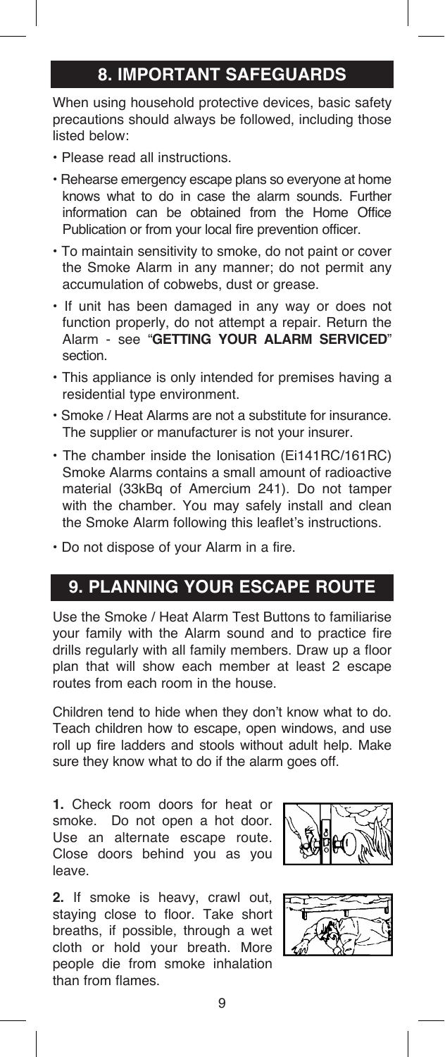## 8. IMPORTANT SAFEGUARDS

When using household protective devices, basic safety precautions should always be followed, including those listed below:

- Please read all instructions.
- Rehearse emergency escape plans so everyone at home knows what to do in case the alarm sounds. Further information can be obtained from the Home Office Publication or from your local fire prevention officer.
- To maintain sensitivity to smoke, do not paint or cover the Smoke Alarm in any manner; do not permit any accumulation of cobwebs, dust or grease.
- If unit has been damaged in any way or does not function properly, do not attempt a repair. Return the Alarm - see "**GETTING YOUR ALARM SERVICED**" section.
- This appliance is only intended for premises having a residential type environment.
- Smoke / Heat Alarms are not a substitute for insurance. The supplier or manufacturer is not your insurer.
- The chamber inside the Ionisation (Ei141RC/161RC) Smoke Alarms contains a small amount of radioactive material (33kBq of Amercium 241). Do not tamper with the chamber. You may safely install and clean the Smoke Alarm following this leaflet's instructions.
- Do not dispose of your Alarm in a fire.

## 9. PLANNING YOUR ESCAPE ROUTE

Use the Smoke / Heat Alarm Test Buttons to familiarise your family with the Alarm sound and to practice fire drills regularly with all family members. Draw up a floor plan that will show each member at least 2 escape routes from each room in the house.

Children tend to hide when they don't know what to do. Teach children how to escape, open windows, and use roll up fire ladders and stools without adult help. Make sure they know what to do if the alarm goes off.

**1.** Check room doors for heat or smoke. Do not open a hot door. Use an alternate escape route. Close doors behind you as you leave.

**2.** If smoke is heavy, crawl out, staying close to floor. Take short breaths, if possible, through a wet cloth or hold your breath. More people die from smoke inhalation than from flames.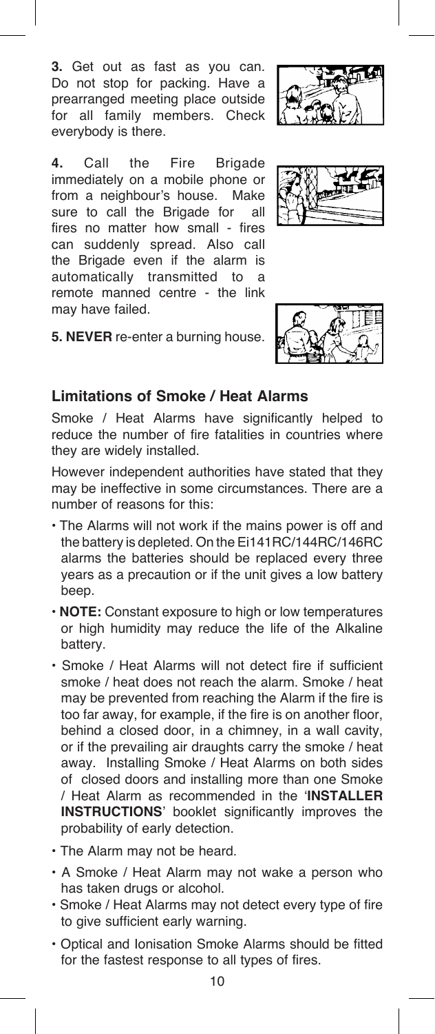**3.** Get out as fast as you can. Do not stop for packing. Have a prearranged meeting place outside for all family members. Check everybody is there.

**4.** Call the Fire Brigade immediately on a mobile phone or from a neighbour's house. Make sure to call the Brigade for all fires no matter how small - fires can suddenly spread. Also call the Brigade even if the alarm is automatically transmitted to a remote manned centre - the link may have failed.

**5. NEVER** re-enter a burning house.

## Limitations of Smoke / Heat Alarms

Smoke / Heat Alarms have significantly helped to reduce the number of fire fatalities in countries where they are widely installed.

However independent authorities have stated that they may be ineffective in some circumstances. There are a number of reasons for this:

- The Alarms will not work if the mains power is off and the battery is depleted. On the Ei141RC/144RC/146RC alarms the batteries should be replaced every three years as a precaution or if the unit gives a low battery beep.
- **NOTE:** Constant exposure to high or low temperatures or high humidity may reduce the life of the Alkaline battery.
- Smoke / Heat Alarms will not detect fire if sufficient smoke / heat does not reach the alarm. Smoke / heat may be prevented from reaching the Alarm if the fire is too far away, for example, if the fire is on another floor, behind a closed door, in a chimney, in a wall cavity, or if the prevailing air draughts carry the smoke / heat away. Installing Smoke / Heat Alarms on both sides of closed doors and installing more than one Smoke / Heat Alarm as recommended in the '**INSTALLER INSTRUCTIONS**' booklet significantly improves the probability of early detection.
- The Alarm may not be heard.
- A Smoke / Heat Alarm may not wake a person who has taken drugs or alcohol.
- Smoke / Heat Alarms may not detect every type of fire to give sufficient early warning.
- Optical and Ionisation Smoke Alarms should be fitted for the fastest response to all types of fires.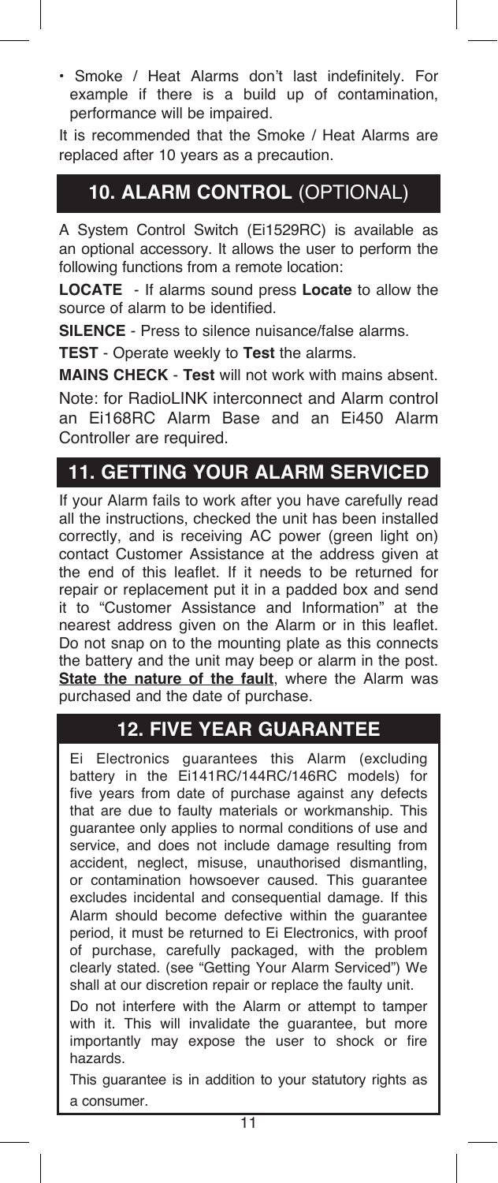- Smoke / Heat Alarms don't last indefinitely. For example if there is a build up of contamination, performance will be impaired.

It is recommended that the Smoke / Heat Alarms are replaced after 10 years as a precaution.

## 10. ALARM CONTROL (OPTIONAL)

A System Control Switch (Ei1529RC) is available as an optional accessory. It allows the user to perform the following functions from a remote location:

**LOCATE** - If alarms sound press **Locate** to allow the source of alarm to be identified.

**SILENCE** - Press to silence nuisance/false alarms.

**TEST** - Operate weekly to **Test** the alarms.

**MAINS CHECK** - **Test** will not work with mains absent.

Note: for RadioLINK interconnect and Alarm control an Ei168RC Alarm Base and an Ei450 Alarm Controller are required.

## 11. GETTING YOUR ALARM SERVICED

If your Alarm fails to work after you have carefully read all the instructions, checked the unit has been installed correctly, and is receiving AC power (green light on) contact Customer Assistance at the address given at the end of this leaflet. If it needs to be returned for repair or replacement put it in a padded box and send it to "Customer Assistance and Information" at the nearest address given on the Alarm or in this leaflet. Do not snap on to the mounting plate as this connects the battery and the unit may beep or alarm in the post. **State the nature of the fault**, where the Alarm was purchased and the date of purchase.

## 12. FIVE YEAR GUARANTEE

Ei Electronics guarantees this Alarm (excluding battery in the Ei141RC/144RC/146RC models) for five years from date of purchase against any defects that are due to faulty materials or workmanship. This guarantee only applies to normal conditions of use and service, and does not include damage resulting from accident, neglect, misuse, unauthorised dismantling, or contamination howsoever caused. This guarantee excludes incidental and consequential damage. If this Alarm should become defective within the guarantee period, it must be returned to Ei Electronics, with proof of purchase, carefully packaged, with the problem clearly stated. (see "Getting Your Alarm Serviced") We shall at our discretion repair or replace the faulty unit.

Do not interfere with the Alarm or attempt to tamper with it. This will invalidate the guarantee, but more importantly may expose the user to shock or fire hazards.

This guarantee is in addition to your statutory rights as a consumer.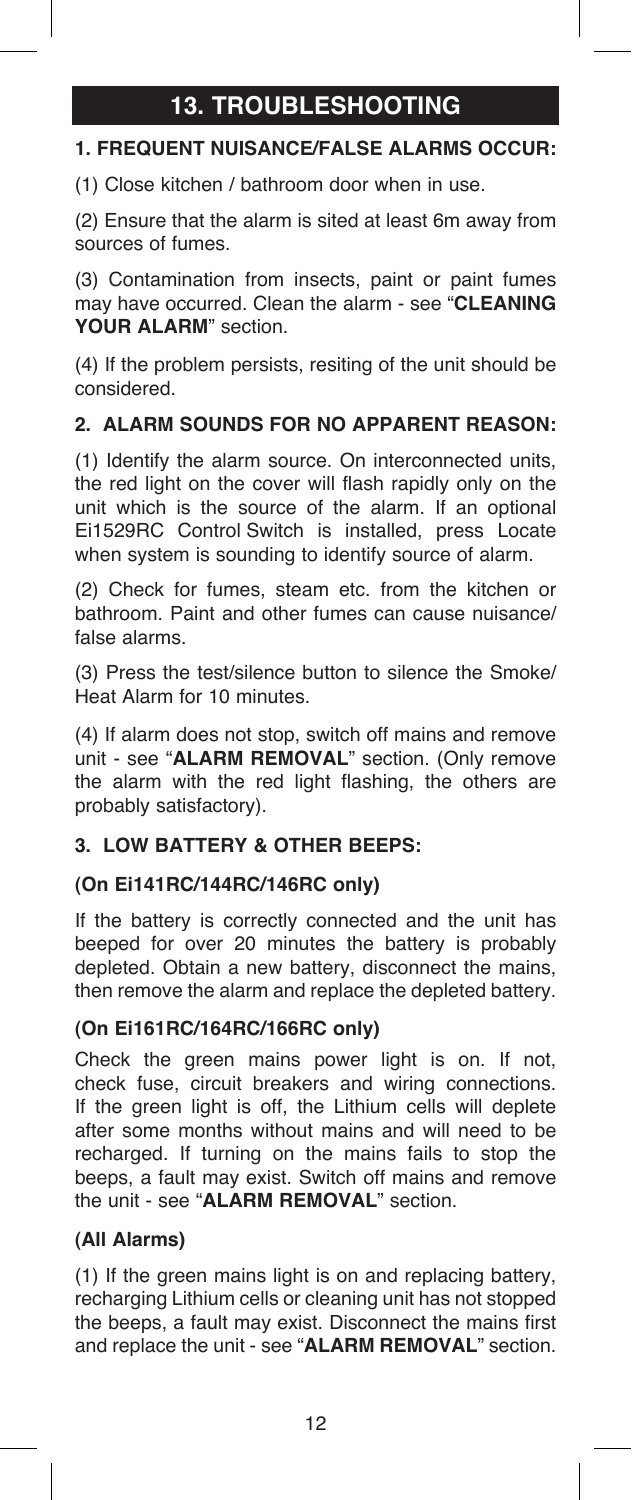## 13. TROUBLESHOOTING

### 1. FREQUENT NUISANCE/FALSE ALARMS OCCUR:

(1) Close kitchen / bathroom door when in use.

(2) Ensure that the alarm is sited at least 6m away from sources of fumes.

(3) Contamination from insects, paint or paint fumes may have occurred. Clean the alarm - see "**CLEANING YOUR ALARM**" section.

(4) If the problem persists, resiting of the unit should be considered.

### 2. ALARM SOUNDS FOR NO APPARENT REASON:

(1) Identify the alarm source. On interconnected units, the red light on the cover will flash rapidly only on the unit which is the source of the alarm. If an optional Ei1529RC Control Switch is installed, press Locate when system is sounding to identify source of alarm.

(2) Check for fumes, steam etc. from the kitchen or bathroom. Paint and other fumes can cause nuisance/ false alarms.

(3) Press the test/silence button to silence the Smoke/ Heat Alarm for 10 minutes.

(4) If alarm does not stop, switch off mains and remove unit - see "**ALARM REMOVAL**" section. (Only remove the alarm with the red light flashing, the others are probably satisfactory).

### 3. LOW BATTERY & OTHER BEEPS:

**(On Ei141RC/144RC/146RC only)**

If the battery is correctly connected and the unit has beeped for over 20 minutes the battery is probably depleted. Obtain a new battery, disconnect the mains, then remove the alarm and replace the depleted battery.

**(On Ei161RC/164RC/166RC only)**

Check the green mains power light is on. If not, check fuse, circuit breakers and wiring connections. If the green light is off, the Lithium cells will deplete after some months without mains and will need to be recharged. If turning on the mains fails to stop the beeps, a fault may exist. Switch off mains and remove the unit - see "**ALARM REMOVAL**" section.

**(All Alarms)**

(1) If the green mains light is on and replacing battery, recharging Lithium cells or cleaning unit has not stopped the beeps, a fault may exist. Disconnect the mains first and replace the unit - see "**ALARM REMOVAL**" section.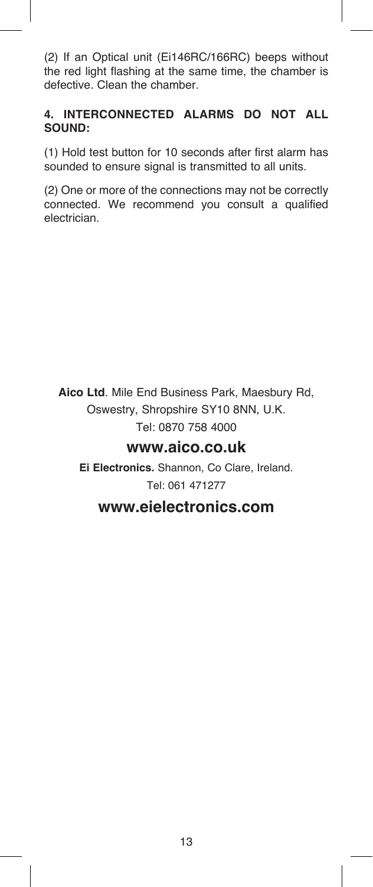(2) If an Optical unit (Ei146RC/166RC) beeps without the red light flashing at the same time, the chamber is defective. Clean the chamber.

**4. INTERCONNECTED ALARMS DO NOT ALL SOUND:**

(1) Hold test button for 10 seconds after first alarm has sounded to ensure signal is transmitted to all units.

(2) One or more of the connections may not be correctly connected. We recommend you consult a qualified electrician.

**Aico Ltd**. Mile End Business Park, Maesbury Rd, Oswestry, Shropshire SY10 8NN, U.K.
Tel: 0870 758 4000

**www.aico.co.uk**

**Ei Electronics.** Shannon, Co Clare, Ireland.
Tel: 061 471277

**www.eielectronics.com**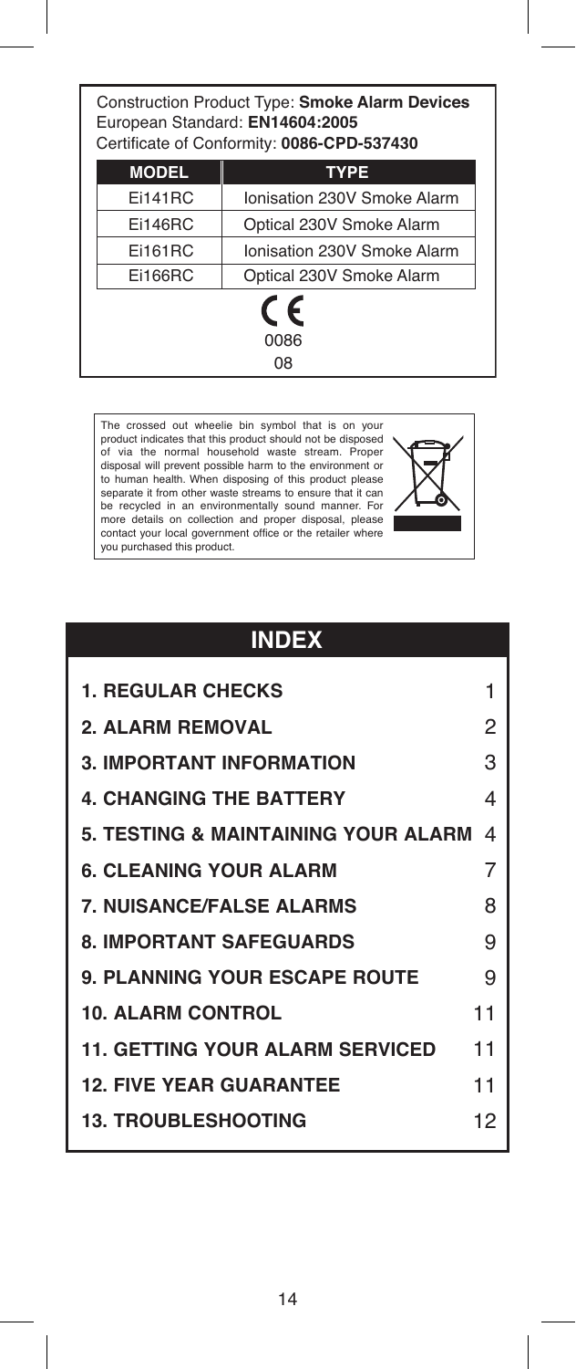Construction Product Type: **Smoke Alarm Devices**
European Standard: **EN14604:2005**
Certificate of Conformity: **0086-CPD-537430**

| MODEL | TYPE |
| --- | --- |
| Ei141RC | Ionisation 230V Smoke Alarm |
| Ei146RC | Optical 230V Smoke Alarm |
| Ei161RC | Ionisation 230V Smoke Alarm |
| Ei166RC | Optical 230V Smoke Alarm |

CE
0086
08

The crossed out wheelie bin symbol that is on your product indicates that this product should not be disposed of via the normal household waste stream. Proper disposal will prevent possible harm to the environment or to human health. When disposing of this product please separate it from other waste streams to ensure that it can be recycled in an environmentally sound manner. For more details on collection and proper disposal, please contact your local government office or the retailer where you purchased this product.

# INDEX

| | |
| --- | --- |
| **1. REGULAR CHECKS** | 1 |
| **2. ALARM REMOVAL** | 2 |
| **3. IMPORTANT INFORMATION** | 3 |
| **4. CHANGING THE BATTERY** | 4 |
| **5. TESTING & MAINTAINING YOUR ALARM** | 4 |
| **6. CLEANING YOUR ALARM** | 7 |
| **7. NUISANCE/FALSE ALARMS** | 8 |
| **8. IMPORTANT SAFEGUARDS** | 9 |
| **9. PLANNING YOUR ESCAPE ROUTE** | 9 |
| **10. ALARM CONTROL** | 11 |
| **11. GETTING YOUR ALARM SERVICED** | 11 |
| **12. FIVE YEAR GUARANTEE** | 11 |
| **13. TROUBLESHOOTING** | 12 |